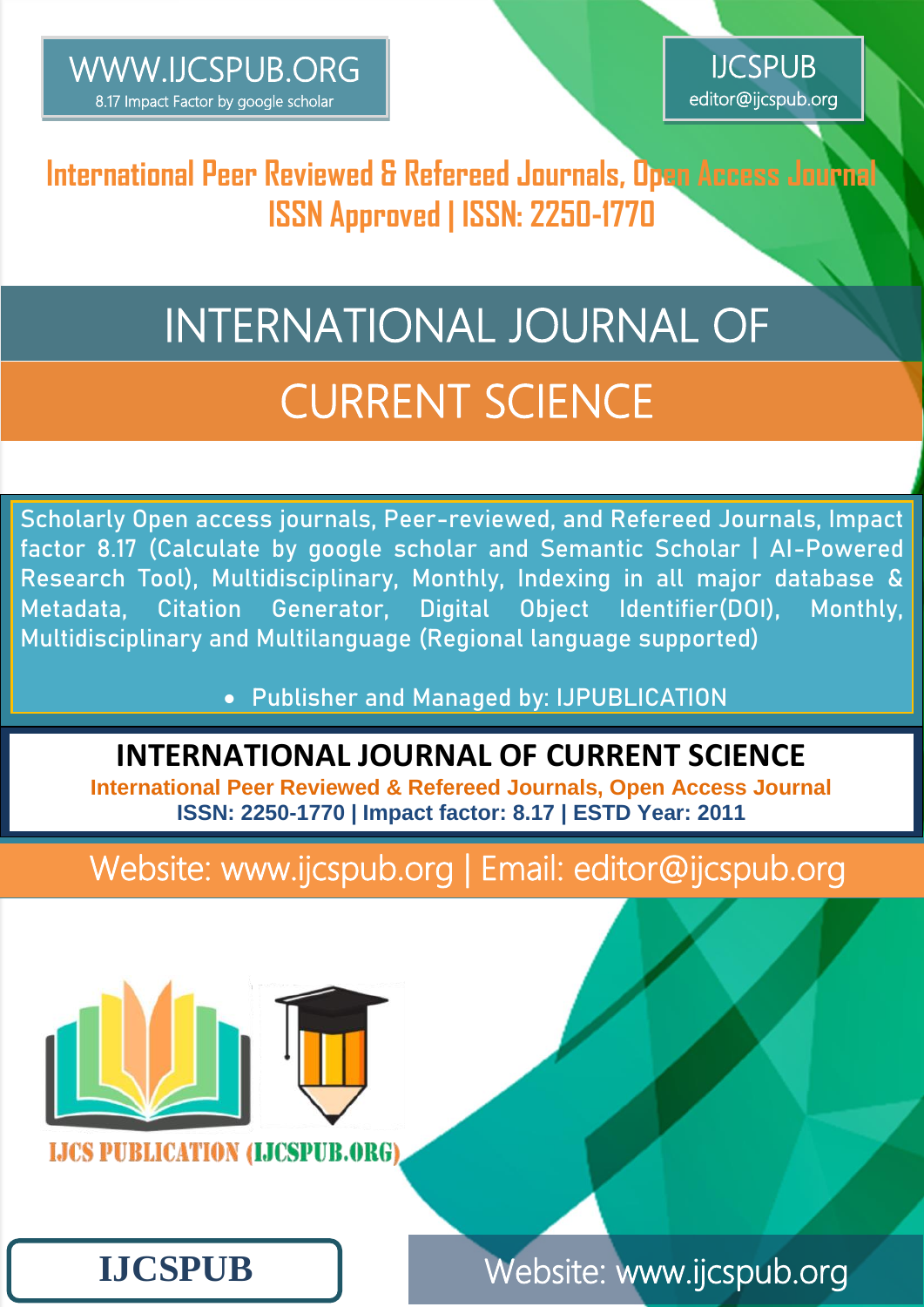WWW.IJCSPUB.ORG
8.17 Impact Factor by google scholar

IJCSPUB
editor@ijcspub.org

**International Peer Reviewed & Refereed Journals, Open Access Journal**
**ISSN Approved | ISSN: 2250-1770**

# INTERNATIONAL JOURNAL OF CURRENT SCIENCE

Scholarly Open access journals, Peer-reviewed, and Refereed Journals, Impact factor 8.17 (Calculate by google scholar and Semantic Scholar | AI-Powered Research Tool), Multidisciplinary, Monthly, Indexing in all major database & Metadata, Citation Generator, Digital Object Identifier(DOI), Monthly, Multidisciplinary and Multilanguage (Regional language supported)

- Publisher and Managed by: IJPUBLICATION

## INTERNATIONAL JOURNAL OF CURRENT SCIENCE

**International Peer Reviewed & Refereed Journals, Open Access Journal**
**ISSN: 2250-1770 | Impact factor: 8.17 | ESTD Year: 2011**

Website: www.ijcspub.org | Email: editor@ijcspub.org

IJCS PUBLICATION (IJCSPUB.ORG)

**IJCSPUB**

Website: www.ijcspub.org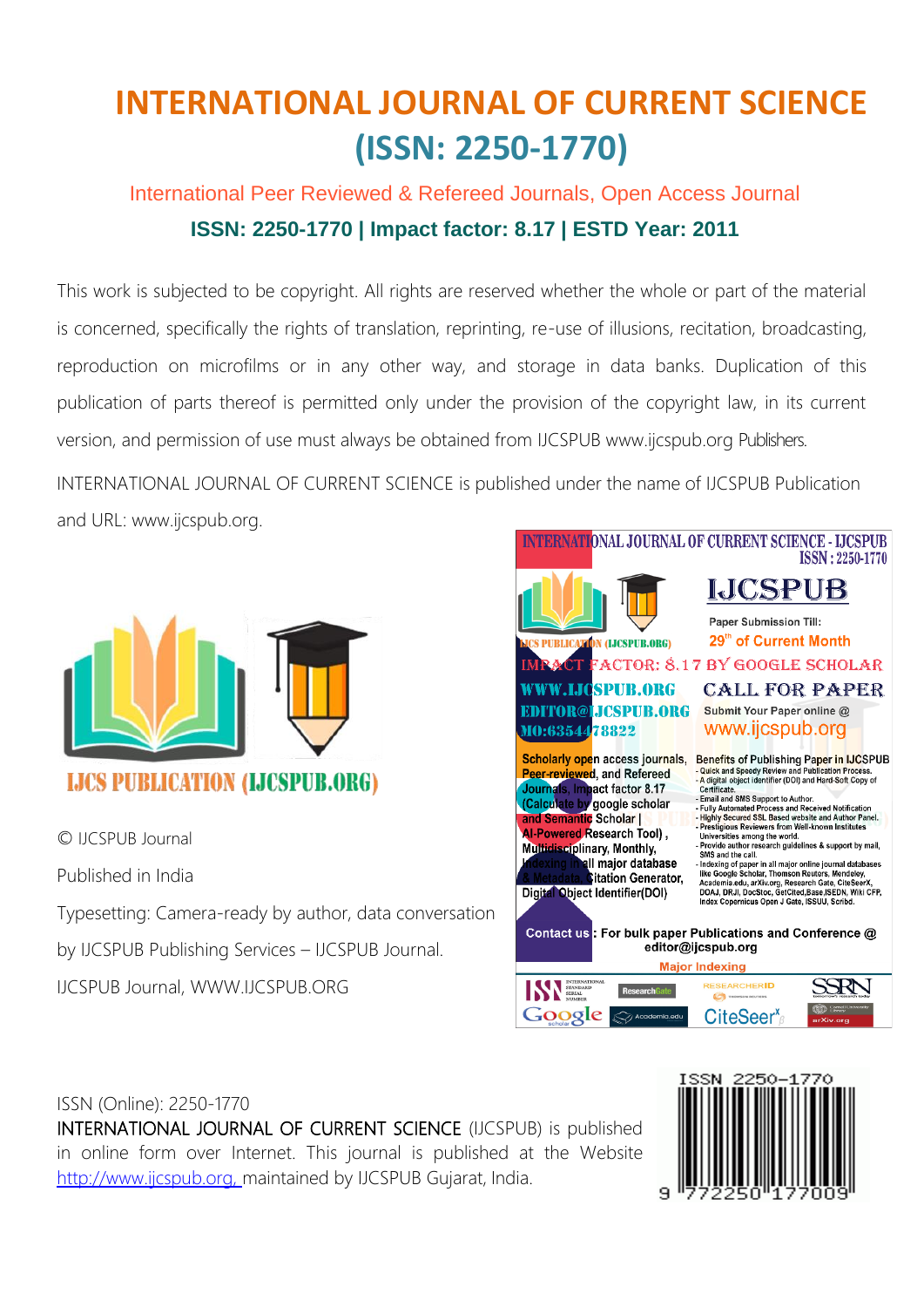# INTERNATIONAL JOURNAL OF CURRENT SCIENCE (ISSN: 2250-1770)

International Peer Reviewed & Refereed Journals, Open Access Journal

**ISSN: 2250-1770 | Impact factor: 8.17 | ESTD Year: 2011**

This work is subjected to be copyright. All rights are reserved whether the whole or part of the material is concerned, specifically the rights of translation, reprinting, re-use of illusions, recitation, broadcasting, reproduction on microfilms or in any other way, and storage in data banks. Duplication of this publication of parts thereof is permitted only under the provision of the copyright law, in its current version, and permission of use must always be obtained from IJCSPUB www.ijcspub.org Publishers.

INTERNATIONAL JOURNAL OF CURRENT SCIENCE is published under the name of IJCSPUB Publication and URL: www.ijcspub.org.

IJCS PUBLICATION (IJCSPUB.ORG)

© IJCSPUB Journal

Published in India

Typesetting: Camera-ready by author, data conversation by IJCSPUB Publishing Services – IJCSPUB Journal.

IJCSPUB Journal, WWW.IJCSPUB.ORG

INTERNATIONAL JOURNAL OF CURRENT SCIENCE - IJCSPUB
ISSN : 2250-1770

IJCSPUB

Paper Submission Till:
29th of Current Month

IJCS PUBLICATION (IJCSPUB.ORG)

IMPACT FACTOR: 8.17 BY GOOGLE SCHOLAR

WWW.IJCSPUB.ORG
EDITOR@IJCSPUB.ORG
MO:6354478822

CALL FOR PAPER
Submit Your Paper online @
www.ijcspub.org

Scholarly open access journals, Peer-reviewed, and Refereed Journals, Impact factor 8.17 (Calculate by google scholar and Semantic Scholar | AI-Powered Research Tool), Multidisciplinary, Monthly, Indexing in all major database & Metadata, Citation Generator, Digital Object Identifier(DOI)

Benefits of Publishing Paper in IJCSPUB
- Quick and Speedy Review and Publication Process.
- A digital object identifier (DOI) and Hard-Soft Copy of Certificate.
- Email and SMS Support to Author.
- Fully Automated Process and Received Notification
- Highly Secured SSL Based website and Author Panel.
- Prestigious Reviewers from Well-known Institutes Universities among the world.
- Provide author research guidelines & support by mail, SMS and the call.
- Indexing of paper in all major online journal databases like Google Scholar, Thomson Reuters, Mendeley, Academia.edu, arXiv.org, Research Gate, CiteSeerX, DOAJ, DRJI, DocStoc, GetCited,Base,ISEDN, Wiki CFP, Index Copernicus Open J Gate, ISSUU, Scribd.

Contact us : For bulk paper Publications and Conference @ editor@ijcspub.org

Major Indexing

ISSN (Online): 2250-1770

INTERNATIONAL JOURNAL OF CURRENT SCIENCE (IJCSPUB) is published in online form over Internet. This journal is published at the Website http://www.ijcspub.org, maintained by IJCSPUB Gujarat, India.

ISSN 2250-1770

9 772250 177009